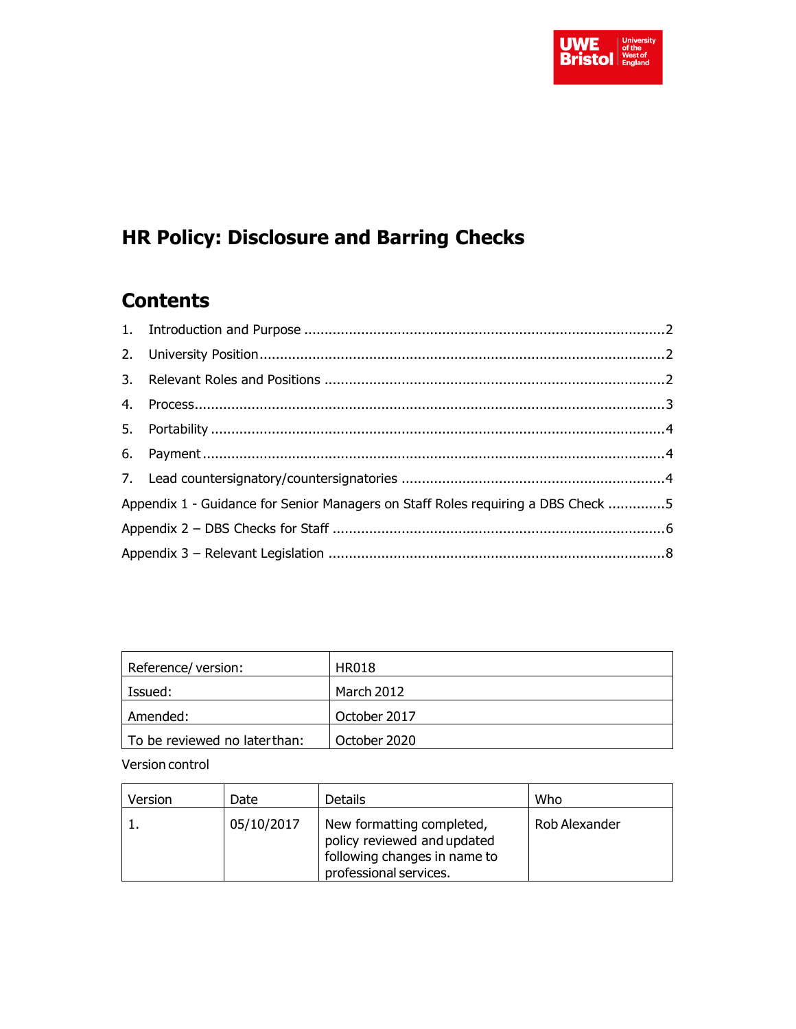# HR Policy: Disclosure and Barring Checks

## Contents

1. Introduction and Purpose ........................................................................................2
2. University Position...................................................................................................2
3. Relevant Roles and Positions ...................................................................................2
4. Process....................................................................................................................3
5. Portability ...............................................................................................................4
6. Payment .................................................................................................................4
7. Lead countersignatory/countersignatories ................................................................4

Appendix 1 - Guidance for Senior Managers on Staff Roles requiring a DBS Check .............5

Appendix 2 – DBS Checks for Staff .................................................................................6

Appendix 3 – Relevant Legislation ..................................................................................8

| Reference/ version: | HR018 |
|---|---|
| Issued: | March 2012 |
| Amended: | October 2017 |
| To be reviewed no later than: | October 2020 |

Version control

| Version | Date | Details | Who |
|---|---|---|---|
| 1. | 05/10/2017 | New formatting completed, policy reviewed and updated following changes in name to professional services. | Rob Alexander |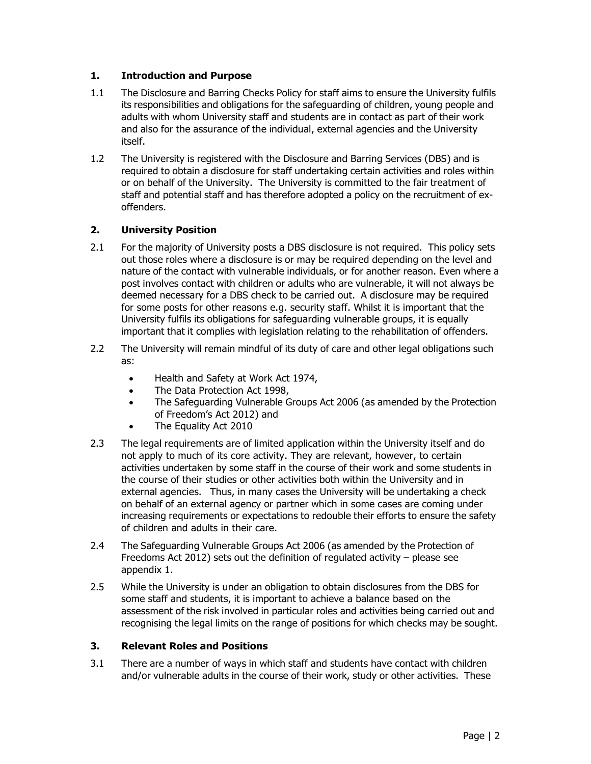## 1. Introduction and Purpose

1.1 The Disclosure and Barring Checks Policy for staff aims to ensure the University fulfils its responsibilities and obligations for the safeguarding of children, young people and adults with whom University staff and students are in contact as part of their work and also for the assurance of the individual, external agencies and the University itself.

1.2 The University is registered with the Disclosure and Barring Services (DBS) and is required to obtain a disclosure for staff undertaking certain activities and roles within or on behalf of the University. The University is committed to the fair treatment of staff and potential staff and has therefore adopted a policy on the recruitment of ex-offenders.

## 2. University Position

2.1 For the majority of University posts a DBS disclosure is not required. This policy sets out those roles where a disclosure is or may be required depending on the level and nature of the contact with vulnerable individuals, or for another reason. Even where a post involves contact with children or adults who are vulnerable, it will not always be deemed necessary for a DBS check to be carried out. A disclosure may be required for some posts for other reasons e.g. security staff. Whilst it is important that the University fulfils its obligations for safeguarding vulnerable groups, it is equally important that it complies with legislation relating to the rehabilitation of offenders.

2.2 The University will remain mindful of its duty of care and other legal obligations such as:

- Health and Safety at Work Act 1974,
- The Data Protection Act 1998,
- The Safeguarding Vulnerable Groups Act 2006 (as amended by the Protection of Freedom's Act 2012) and
- The Equality Act 2010

2.3 The legal requirements are of limited application within the University itself and do not apply to much of its core activity. They are relevant, however, to certain activities undertaken by some staff in the course of their work and some students in the course of their studies or other activities both within the University and in external agencies. Thus, in many cases the University will be undertaking a check on behalf of an external agency or partner which in some cases are coming under increasing requirements or expectations to redouble their efforts to ensure the safety of children and adults in their care.

2.4 The Safeguarding Vulnerable Groups Act 2006 (as amended by the Protection of Freedoms Act 2012) sets out the definition of regulated activity – please see appendix 1.

2.5 While the University is under an obligation to obtain disclosures from the DBS for some staff and students, it is important to achieve a balance based on the assessment of the risk involved in particular roles and activities being carried out and recognising the legal limits on the range of positions for which checks may be sought.

## 3. Relevant Roles and Positions

3.1 There are a number of ways in which staff and students have contact with children and/or vulnerable adults in the course of their work, study or other activities. These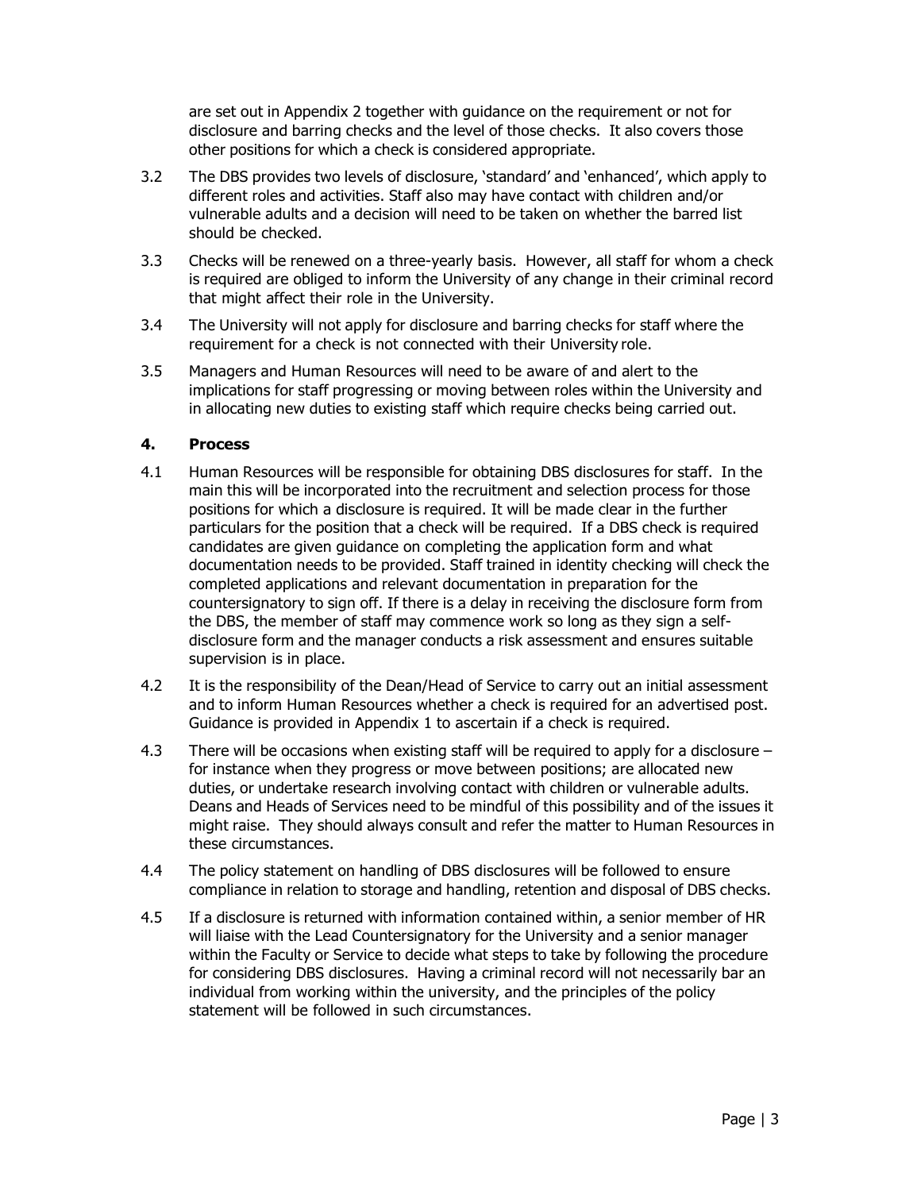are set out in Appendix 2 together with guidance on the requirement or not for disclosure and barring checks and the level of those checks. It also covers those other positions for which a check is considered appropriate.

3.2 The DBS provides two levels of disclosure, 'standard' and 'enhanced', which apply to different roles and activities. Staff also may have contact with children and/or vulnerable adults and a decision will need to be taken on whether the barred list should be checked.

3.3 Checks will be renewed on a three-yearly basis. However, all staff for whom a check is required are obliged to inform the University of any change in their criminal record that might affect their role in the University.

3.4 The University will not apply for disclosure and barring checks for staff where the requirement for a check is not connected with their University role.

3.5 Managers and Human Resources will need to be aware of and alert to the implications for staff progressing or moving between roles within the University and in allocating new duties to existing staff which require checks being carried out.

## 4. Process

4.1 Human Resources will be responsible for obtaining DBS disclosures for staff. In the main this will be incorporated into the recruitment and selection process for those positions for which a disclosure is required. It will be made clear in the further particulars for the position that a check will be required. If a DBS check is required candidates are given guidance on completing the application form and what documentation needs to be provided. Staff trained in identity checking will check the completed applications and relevant documentation in preparation for the countersignatory to sign off. If there is a delay in receiving the disclosure form from the DBS, the member of staff may commence work so long as they sign a self-disclosure form and the manager conducts a risk assessment and ensures suitable supervision is in place.

4.2 It is the responsibility of the Dean/Head of Service to carry out an initial assessment and to inform Human Resources whether a check is required for an advertised post. Guidance is provided in Appendix 1 to ascertain if a check is required.

4.3 There will be occasions when existing staff will be required to apply for a disclosure – for instance when they progress or move between positions; are allocated new duties, or undertake research involving contact with children or vulnerable adults. Deans and Heads of Services need to be mindful of this possibility and of the issues it might raise. They should always consult and refer the matter to Human Resources in these circumstances.

4.4 The policy statement on handling of DBS disclosures will be followed to ensure compliance in relation to storage and handling, retention and disposal of DBS checks.

4.5 If a disclosure is returned with information contained within, a senior member of HR will liaise with the Lead Countersignatory for the University and a senior manager within the Faculty or Service to decide what steps to take by following the procedure for considering DBS disclosures. Having a criminal record will not necessarily bar an individual from working within the university, and the principles of the policy statement will be followed in such circumstances.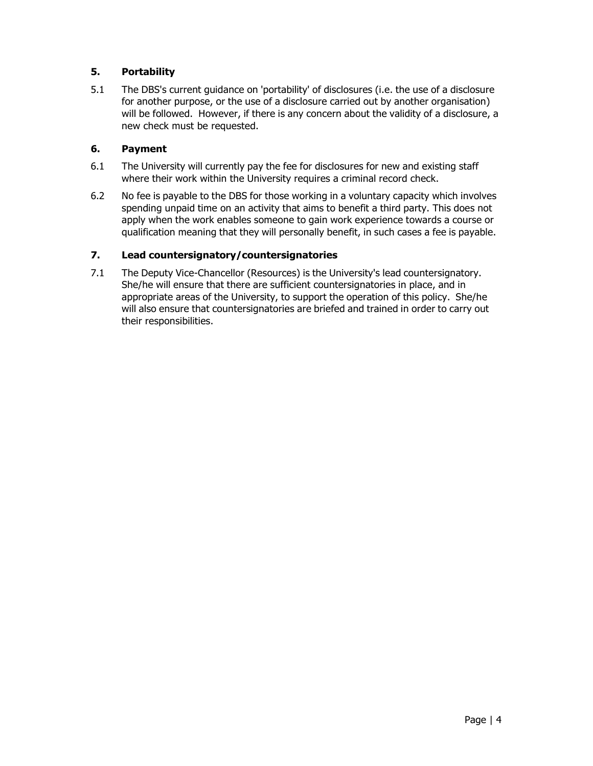## 5. Portability

5.1 The DBS's current guidance on 'portability' of disclosures (i.e. the use of a disclosure for another purpose, or the use of a disclosure carried out by another organisation) will be followed. However, if there is any concern about the validity of a disclosure, a new check must be requested.

## 6. Payment

6.1 The University will currently pay the fee for disclosures for new and existing staff where their work within the University requires a criminal record check.

6.2 No fee is payable to the DBS for those working in a voluntary capacity which involves spending unpaid time on an activity that aims to benefit a third party. This does not apply when the work enables someone to gain work experience towards a course or qualification meaning that they will personally benefit, in such cases a fee is payable.

## 7. Lead countersignatory/countersignatories

7.1 The Deputy Vice-Chancellor (Resources) is the University's lead countersignatory. She/he will ensure that there are sufficient countersignatories in place, and in appropriate areas of the University, to support the operation of this policy. She/he will also ensure that countersignatories are briefed and trained in order to carry out their responsibilities.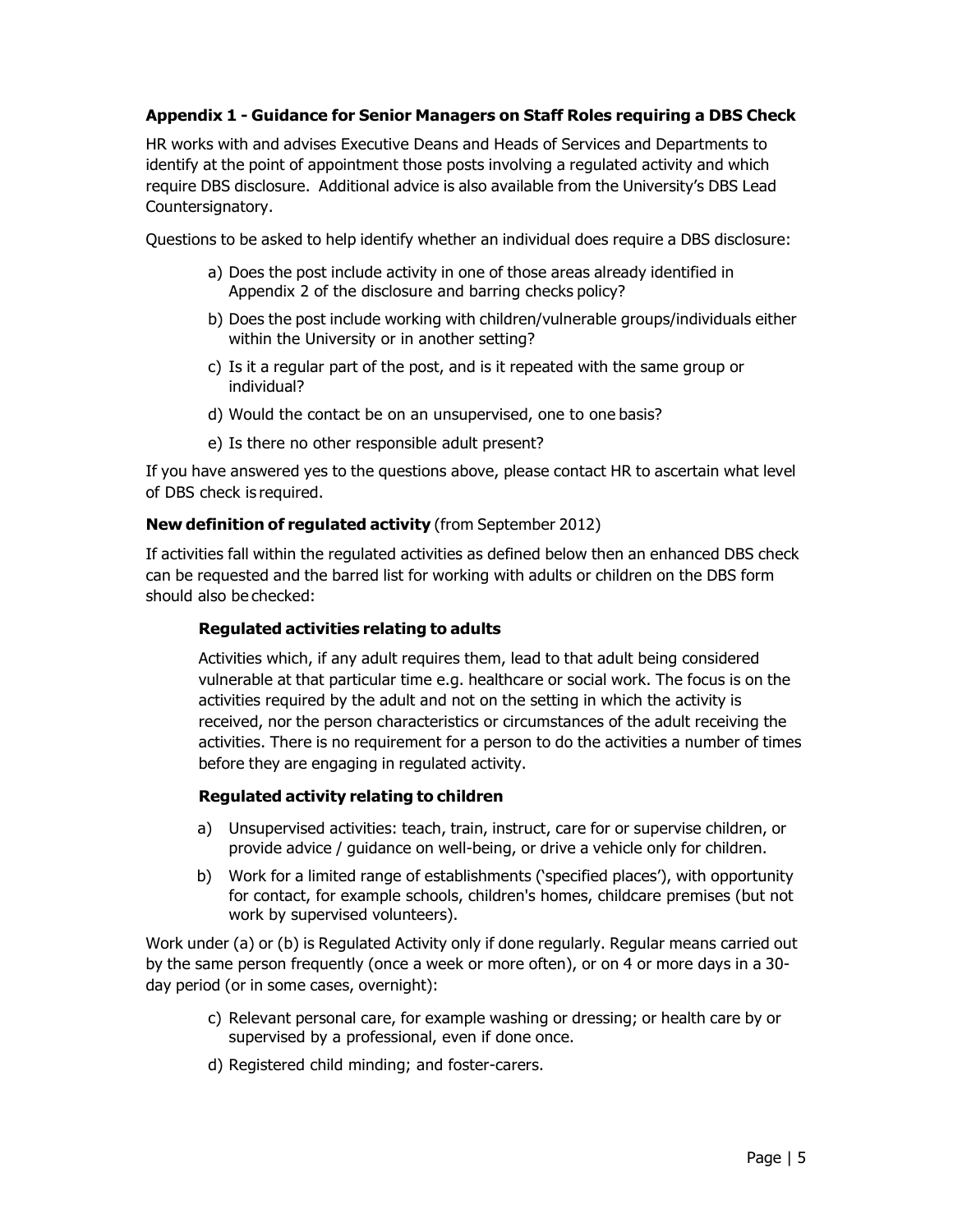## Appendix 1 - Guidance for Senior Managers on Staff Roles requiring a DBS Check

HR works with and advises Executive Deans and Heads of Services and Departments to identify at the point of appointment those posts involving a regulated activity and which require DBS disclosure. Additional advice is also available from the University's DBS Lead Countersignatory.

Questions to be asked to help identify whether an individual does require a DBS disclosure:

a) Does the post include activity in one of those areas already identified in Appendix 2 of the disclosure and barring checks policy?
b) Does the post include working with children/vulnerable groups/individuals either within the University or in another setting?
c) Is it a regular part of the post, and is it repeated with the same group or individual?
d) Would the contact be on an unsupervised, one to one basis?
e) Is there no other responsible adult present?

If you have answered yes to the questions above, please contact HR to ascertain what level of DBS check is required.

**New definition of regulated activity** (from September 2012)

If activities fall within the regulated activities as defined below then an enhanced DBS check can be requested and the barred list for working with adults or children on the DBS form should also be checked:

### Regulated activities relating to adults

Activities which, if any adult requires them, lead to that adult being considered vulnerable at that particular time e.g. healthcare or social work. The focus is on the activities required by the adult and not on the setting in which the activity is received, nor the person characteristics or circumstances of the adult receiving the activities. There is no requirement for a person to do the activities a number of times before they are engaging in regulated activity.

### Regulated activity relating to children

a) Unsupervised activities: teach, train, instruct, care for or supervise children, or provide advice / guidance on well-being, or drive a vehicle only for children.
b) Work for a limited range of establishments ('specified places'), with opportunity for contact, for example schools, children's homes, childcare premises (but not work by supervised volunteers).

Work under (a) or (b) is Regulated Activity only if done regularly. Regular means carried out by the same person frequently (once a week or more often), or on 4 or more days in a 30-day period (or in some cases, overnight):

c) Relevant personal care, for example washing or dressing; or health care by or supervised by a professional, even if done once.
d) Registered child minding; and foster-carers.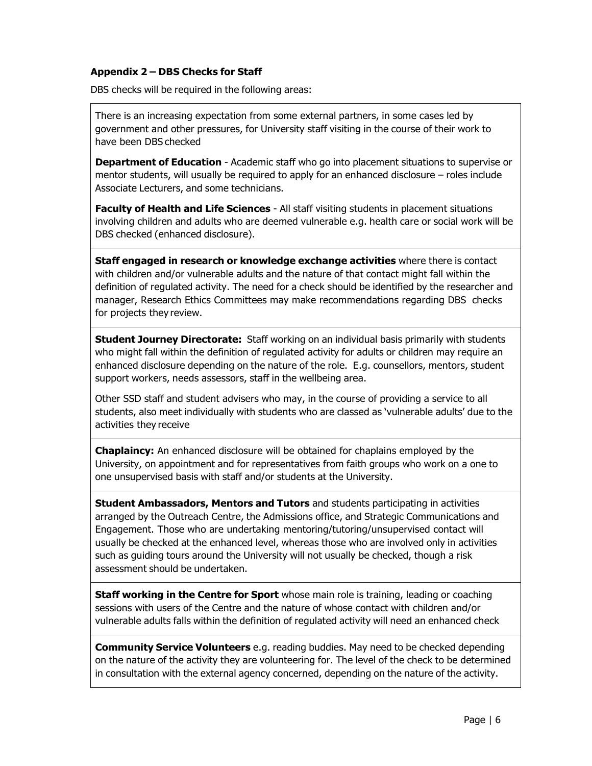### Appendix 2 – DBS Checks for Staff

DBS checks will be required in the following areas:

There is an increasing expectation from some external partners, in some cases led by government and other pressures, for University staff visiting in the course of their work to have been DBS checked

**Department of Education** - Academic staff who go into placement situations to supervise or mentor students, will usually be required to apply for an enhanced disclosure – roles include Associate Lecturers, and some technicians.

**Faculty of Health and Life Sciences** - All staff visiting students in placement situations involving children and adults who are deemed vulnerable e.g. health care or social work will be DBS checked (enhanced disclosure).

**Staff engaged in research or knowledge exchange activities** where there is contact with children and/or vulnerable adults and the nature of that contact might fall within the definition of regulated activity. The need for a check should be identified by the researcher and manager, Research Ethics Committees may make recommendations regarding DBS checks for projects they review.

**Student Journey Directorate:** Staff working on an individual basis primarily with students who might fall within the definition of regulated activity for adults or children may require an enhanced disclosure depending on the nature of the role. E.g. counsellors, mentors, student support workers, needs assessors, staff in the wellbeing area.

Other SSD staff and student advisers who may, in the course of providing a service to all students, also meet individually with students who are classed as 'vulnerable adults' due to the activities they receive

**Chaplaincy:** An enhanced disclosure will be obtained for chaplains employed by the University, on appointment and for representatives from faith groups who work on a one to one unsupervised basis with staff and/or students at the University.

**Student Ambassadors, Mentors and Tutors** and students participating in activities arranged by the Outreach Centre, the Admissions office, and Strategic Communications and Engagement. Those who are undertaking mentoring/tutoring/unsupervised contact will usually be checked at the enhanced level, whereas those who are involved only in activities such as guiding tours around the University will not usually be checked, though a risk assessment should be undertaken.

**Staff working in the Centre for Sport** whose main role is training, leading or coaching sessions with users of the Centre and the nature of whose contact with children and/or vulnerable adults falls within the definition of regulated activity will need an enhanced check

**Community Service Volunteers** e.g. reading buddies. May need to be checked depending on the nature of the activity they are volunteering for. The level of the check to be determined in consultation with the external agency concerned, depending on the nature of the activity.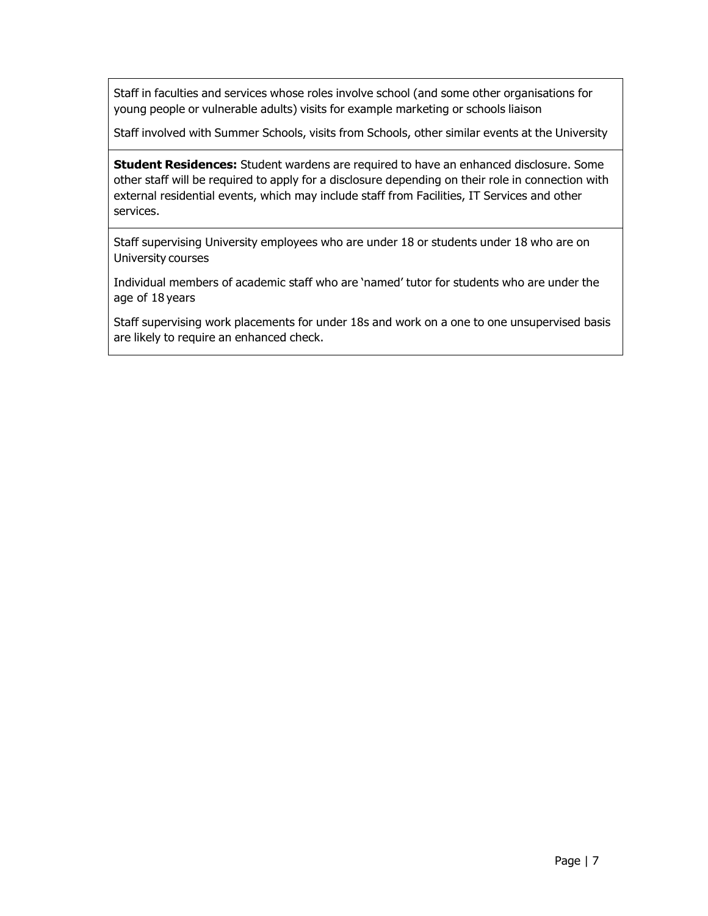Staff in faculties and services whose roles involve school (and some other organisations for young people or vulnerable adults) visits for example marketing or schools liaison

Staff involved with Summer Schools, visits from Schools, other similar events at the University

**Student Residences:** Student wardens are required to have an enhanced disclosure. Some other staff will be required to apply for a disclosure depending on their role in connection with external residential events, which may include staff from Facilities, IT Services and other services.

Staff supervising University employees who are under 18 or students under 18 who are on University courses

Individual members of academic staff who are 'named' tutor for students who are under the age of 18 years

Staff supervising work placements for under 18s and work on a one to one unsupervised basis are likely to require an enhanced check.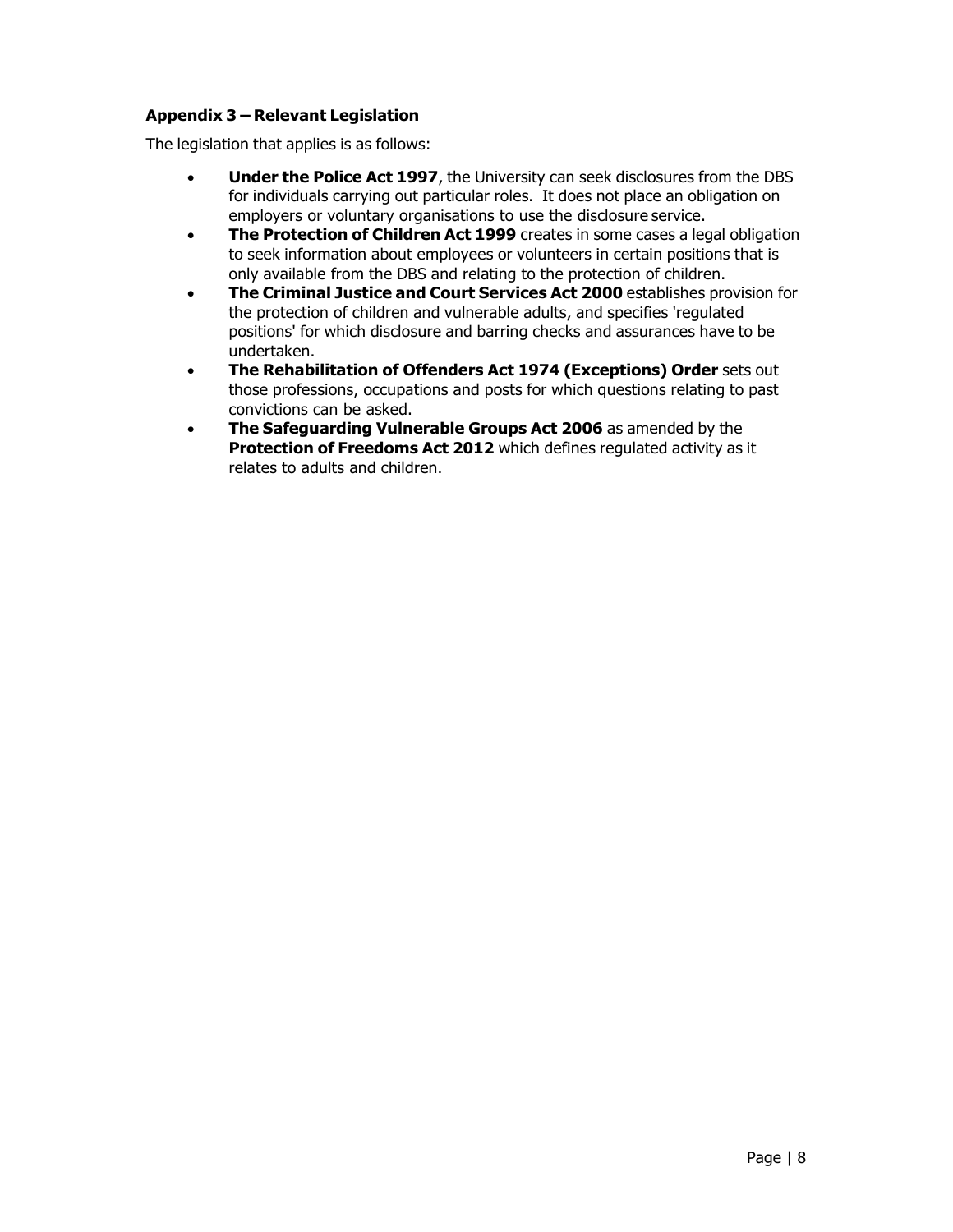### Appendix 3 – Relevant Legislation

The legislation that applies is as follows:

- **Under the Police Act 1997**, the University can seek disclosures from the DBS for individuals carrying out particular roles. It does not place an obligation on employers or voluntary organisations to use the disclosure service.
- **The Protection of Children Act 1999** creates in some cases a legal obligation to seek information about employees or volunteers in certain positions that is only available from the DBS and relating to the protection of children.
- **The Criminal Justice and Court Services Act 2000** establishes provision for the protection of children and vulnerable adults, and specifies 'regulated positions' for which disclosure and barring checks and assurances have to be undertaken.
- **The Rehabilitation of Offenders Act 1974 (Exceptions) Order** sets out those professions, occupations and posts for which questions relating to past convictions can be asked.
- **The Safeguarding Vulnerable Groups Act 2006** as amended by the **Protection of Freedoms Act 2012** which defines regulated activity as it relates to adults and children.